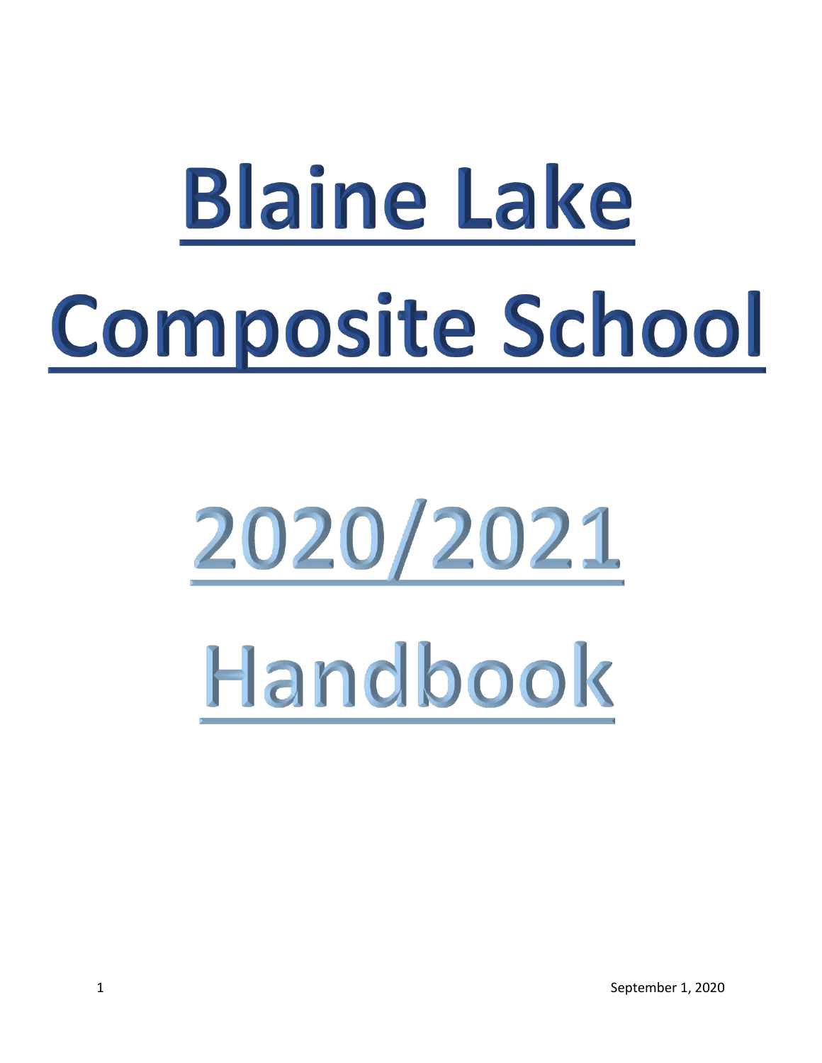# Blaine Lake Composite School

# 2020/2021 Handbook

September 1, 2020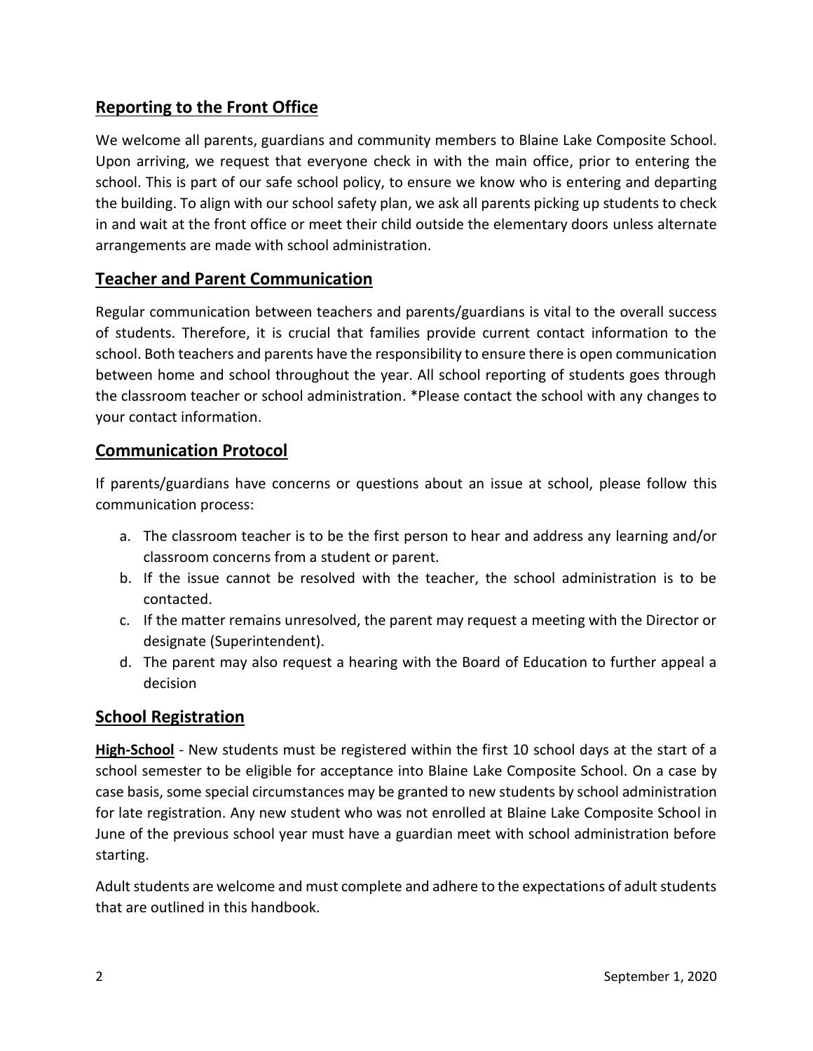## Reporting to the Front Office

We welcome all parents, guardians and community members to Blaine Lake Composite School. Upon arriving, we request that everyone check in with the main office, prior to entering the school. This is part of our safe school policy, to ensure we know who is entering and departing the building. To align with our school safety plan, we ask all parents picking up students to check in and wait at the front office or meet their child outside the elementary doors unless alternate arrangements are made with school administration.

## Teacher and Parent Communication

Regular communication between teachers and parents/guardians is vital to the overall success of students. Therefore, it is crucial that families provide current contact information to the school. Both teachers and parents have the responsibility to ensure there is open communication between home and school throughout the year. All school reporting of students goes through the classroom teacher or school administration. *Please contact the school with any changes to your contact information.

## Communication Protocol

If parents/guardians have concerns or questions about an issue at school, please follow this communication process:

a. The classroom teacher is to be the first person to hear and address any learning and/or classroom concerns from a student or parent.
b. If the issue cannot be resolved with the teacher, the school administration is to be contacted.
c. If the matter remains unresolved, the parent may request a meeting with the Director or designate (Superintendent).
d. The parent may also request a hearing with the Board of Education to further appeal a decision

## School Registration

**High-School** - New students must be registered within the first 10 school days at the start of a school semester to be eligible for acceptance into Blaine Lake Composite School. On a case by case basis, some special circumstances may be granted to new students by school administration for late registration. Any new student who was not enrolled at Blaine Lake Composite School in June of the previous school year must have a guardian meet with school administration before starting.

Adult students are welcome and must complete and adhere to the expectations of adult students that are outlined in this handbook.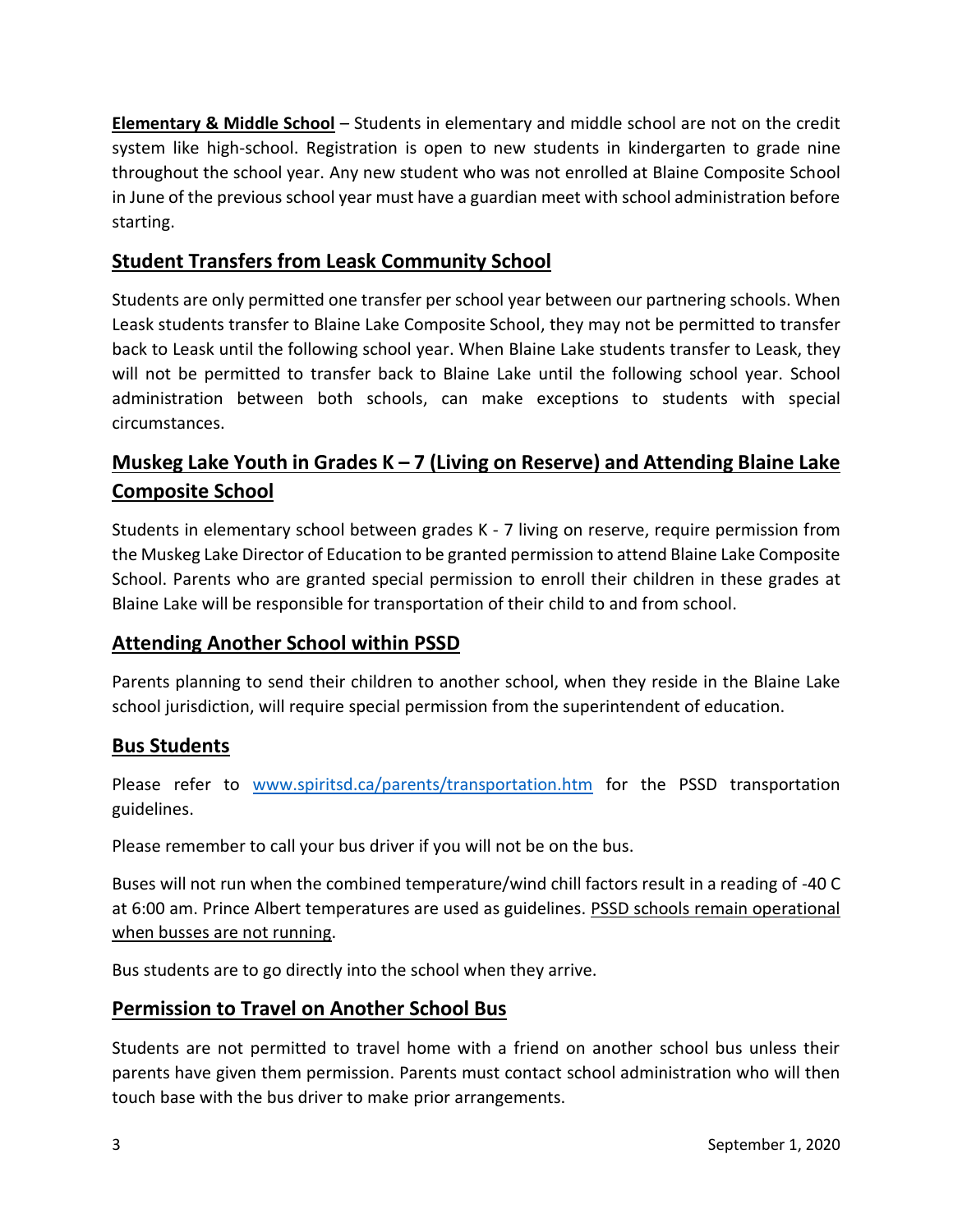**Elementary & Middle School** – Students in elementary and middle school are not on the credit system like high-school. Registration is open to new students in kindergarten to grade nine throughout the school year. Any new student who was not enrolled at Blaine Composite School in June of the previous school year must have a guardian meet with school administration before starting.

## Student Transfers from Leask Community School

Students are only permitted one transfer per school year between our partnering schools. When Leask students transfer to Blaine Lake Composite School, they may not be permitted to transfer back to Leask until the following school year. When Blaine Lake students transfer to Leask, they will not be permitted to transfer back to Blaine Lake until the following school year. School administration between both schools, can make exceptions to students with special circumstances.

## Muskeg Lake Youth in Grades K – 7 (Living on Reserve) and Attending Blaine Lake Composite School

Students in elementary school between grades K - 7 living on reserve, require permission from the Muskeg Lake Director of Education to be granted permission to attend Blaine Lake Composite School. Parents who are granted special permission to enroll their children in these grades at Blaine Lake will be responsible for transportation of their child to and from school.

## Attending Another School within PSSD

Parents planning to send their children to another school, when they reside in the Blaine Lake school jurisdiction, will require special permission from the superintendent of education.

## Bus Students

Please refer to [www.spiritsd.ca/parents/transportation.htm](www.spiritsd.ca/parents/transportation.htm) for the PSSD transportation guidelines.

Please remember to call your bus driver if you will not be on the bus.

Buses will not run when the combined temperature/wind chill factors result in a reading of -40 C at 6:00 am. Prince Albert temperatures are used as guidelines. PSSD schools remain operational when busses are not running.

Bus students are to go directly into the school when they arrive.

## Permission to Travel on Another School Bus

Students are not permitted to travel home with a friend on another school bus unless their parents have given them permission. Parents must contact school administration who will then touch base with the bus driver to make prior arrangements.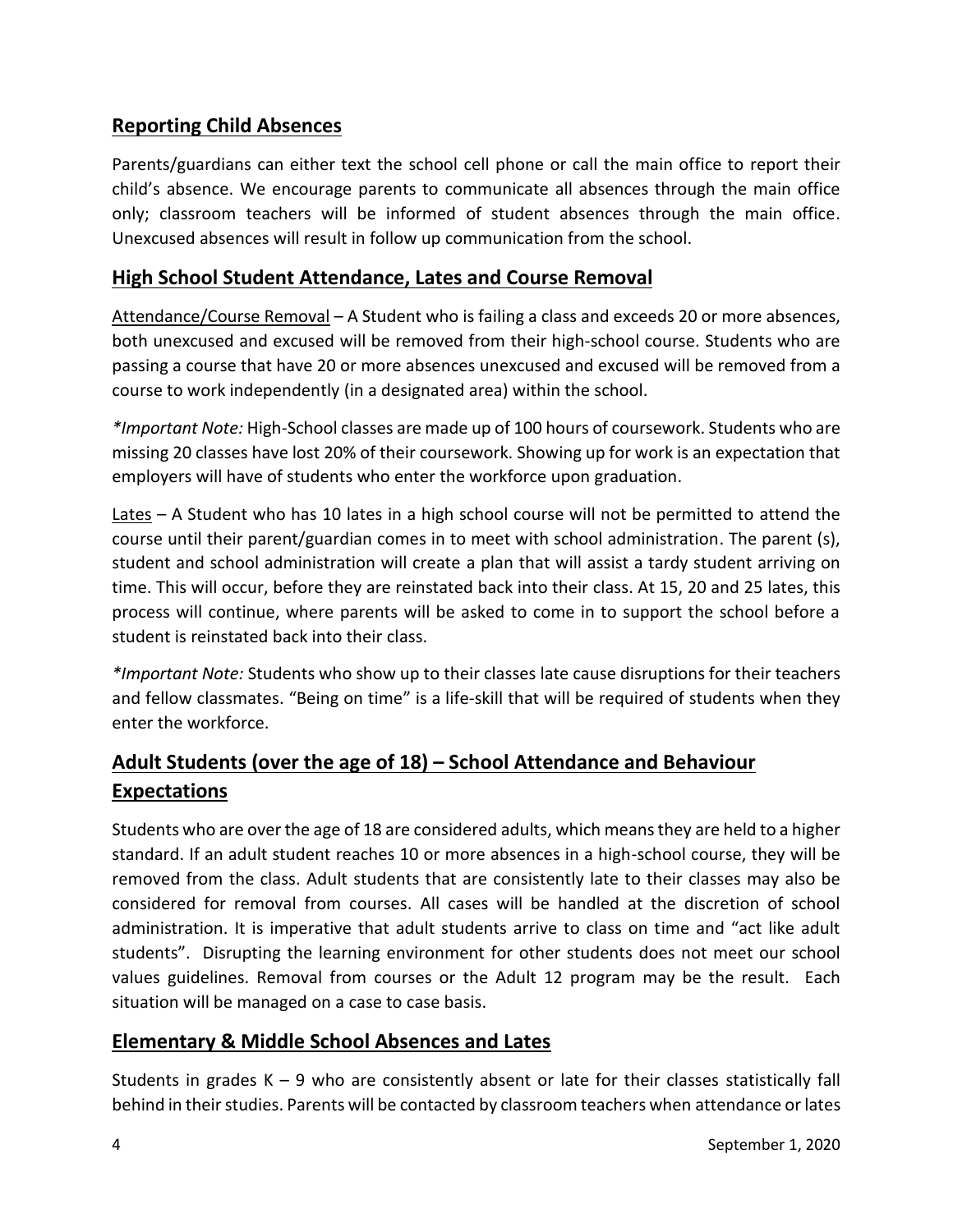## Reporting Child Absences

Parents/guardians can either text the school cell phone or call the main office to report their child's absence. We encourage parents to communicate all absences through the main office only; classroom teachers will be informed of student absences through the main office. Unexcused absences will result in follow up communication from the school.

## High School Student Attendance, Lates and Course Removal

Attendance/Course Removal – A Student who is failing a class and exceeds 20 or more absences, both unexcused and excused will be removed from their high-school course. Students who are passing a course that have 20 or more absences unexcused and excused will be removed from a course to work independently (in a designated area) within the school.

*\*Important Note:* High-School classes are made up of 100 hours of coursework. Students who are missing 20 classes have lost 20% of their coursework. Showing up for work is an expectation that employers will have of students who enter the workforce upon graduation.

Lates – A Student who has 10 lates in a high school course will not be permitted to attend the course until their parent/guardian comes in to meet with school administration. The parent (s), student and school administration will create a plan that will assist a tardy student arriving on time. This will occur, before they are reinstated back into their class. At 15, 20 and 25 lates, this process will continue, where parents will be asked to come in to support the school before a student is reinstated back into their class.

*\*Important Note:* Students who show up to their classes late cause disruptions for their teachers and fellow classmates. "Being on time" is a life-skill that will be required of students when they enter the workforce.

## Adult Students (over the age of 18) – School Attendance and Behaviour Expectations

Students who are over the age of 18 are considered adults, which means they are held to a higher standard. If an adult student reaches 10 or more absences in a high-school course, they will be removed from the class. Adult students that are consistently late to their classes may also be considered for removal from courses. All cases will be handled at the discretion of school administration. It is imperative that adult students arrive to class on time and "act like adult students". Disrupting the learning environment for other students does not meet our school values guidelines. Removal from courses or the Adult 12 program may be the result. Each situation will be managed on a case to case basis.

## Elementary & Middle School Absences and Lates

Students in grades K – 9 who are consistently absent or late for their classes statistically fall behind in their studies. Parents will be contacted by classroom teachers when attendance or lates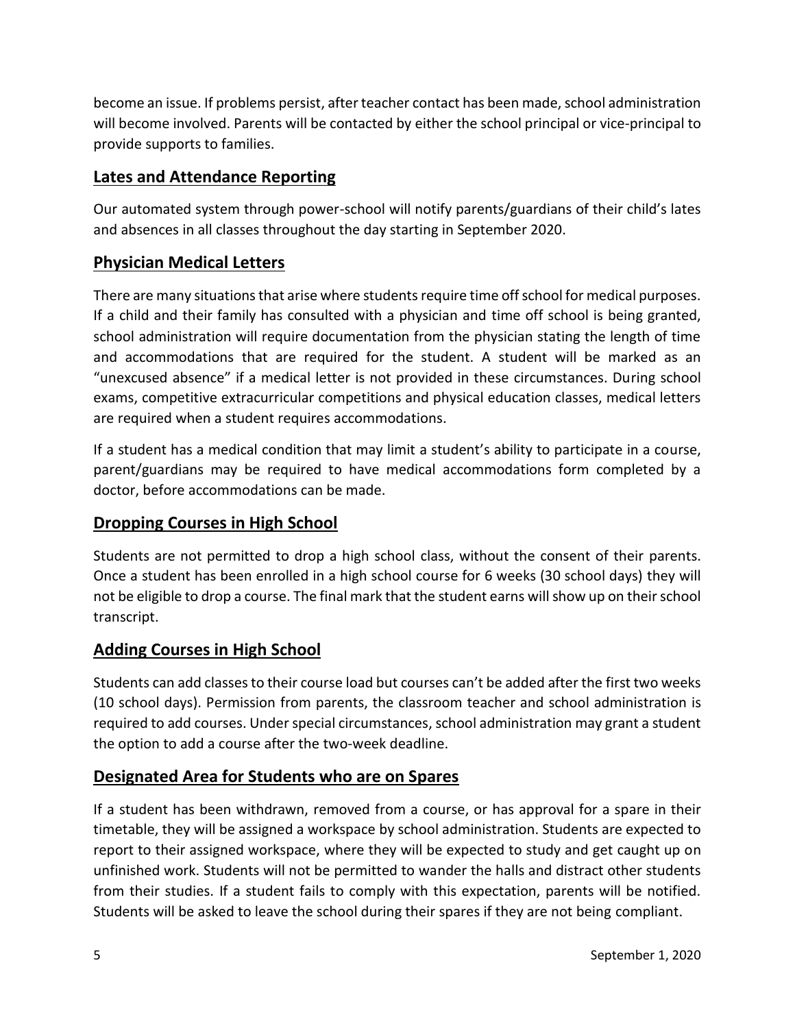become an issue. If problems persist, after teacher contact has been made, school administration will become involved. Parents will be contacted by either the school principal or vice-principal to provide supports to families.

## **Lates and Attendance Reporting**

Our automated system through power-school will notify parents/guardians of their child's lates and absences in all classes throughout the day starting in September 2020.

## **Physician Medical Letters**

There are many situations that arise where students require time off school for medical purposes. If a child and their family has consulted with a physician and time off school is being granted, school administration will require documentation from the physician stating the length of time and accommodations that are required for the student. A student will be marked as an "unexcused absence" if a medical letter is not provided in these circumstances. During school exams, competitive extracurricular competitions and physical education classes, medical letters are required when a student requires accommodations.

If a student has a medical condition that may limit a student's ability to participate in a course, parent/guardians may be required to have medical accommodations form completed by a doctor, before accommodations can be made.

## **Dropping Courses in High School**

Students are not permitted to drop a high school class, without the consent of their parents. Once a student has been enrolled in a high school course for 6 weeks (30 school days) they will not be eligible to drop a course. The final mark that the student earns will show up on their school transcript.

## **Adding Courses in High School**

Students can add classes to their course load but courses can't be added after the first two weeks (10 school days). Permission from parents, the classroom teacher and school administration is required to add courses. Under special circumstances, school administration may grant a student the option to add a course after the two-week deadline.

## **Designated Area for Students who are on Spares**

If a student has been withdrawn, removed from a course, or has approval for a spare in their timetable, they will be assigned a workspace by school administration. Students are expected to report to their assigned workspace, where they will be expected to study and get caught up on unfinished work. Students will not be permitted to wander the halls and distract other students from their studies. If a student fails to comply with this expectation, parents will be notified. Students will be asked to leave the school during their spares if they are not being compliant.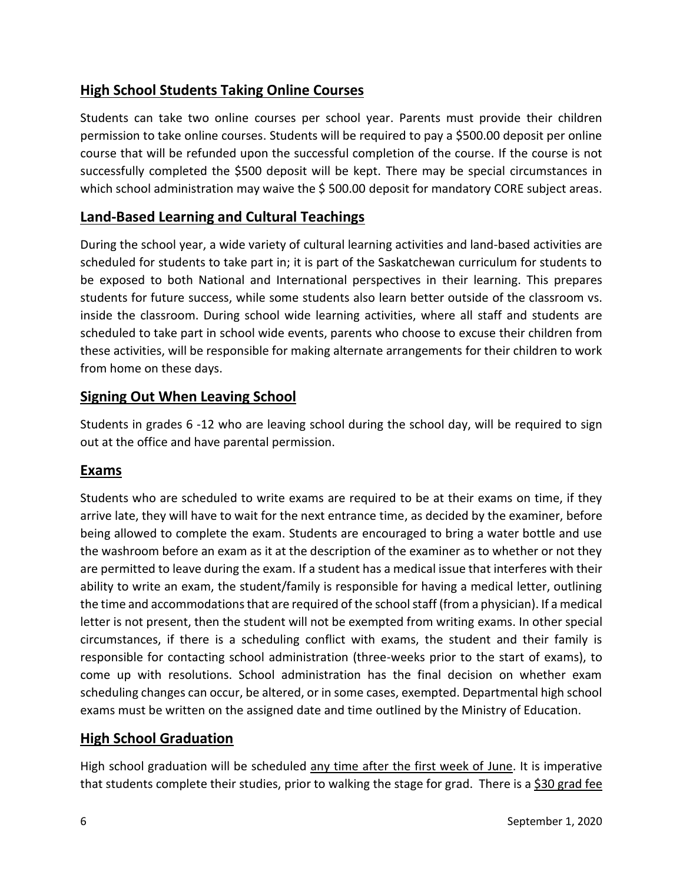## High School Students Taking Online Courses

Students can take two online courses per school year. Parents must provide their children permission to take online courses. Students will be required to pay a $500.00 deposit per online course that will be refunded upon the successful completion of the course. If the course is not successfully completed the $500 deposit will be kept. There may be special circumstances in which school administration may waive the $ 500.00 deposit for mandatory CORE subject areas.

## Land-Based Learning and Cultural Teachings

During the school year, a wide variety of cultural learning activities and land-based activities are scheduled for students to take part in; it is part of the Saskatchewan curriculum for students to be exposed to both National and International perspectives in their learning. This prepares students for future success, while some students also learn better outside of the classroom vs. inside the classroom. During school wide learning activities, where all staff and students are scheduled to take part in school wide events, parents who choose to excuse their children from these activities, will be responsible for making alternate arrangements for their children to work from home on these days.

## Signing Out When Leaving School

Students in grades 6 -12 who are leaving school during the school day, will be required to sign out at the office and have parental permission.

## Exams

Students who are scheduled to write exams are required to be at their exams on time, if they arrive late, they will have to wait for the next entrance time, as decided by the examiner, before being allowed to complete the exam. Students are encouraged to bring a water bottle and use the washroom before an exam as it at the description of the examiner as to whether or not they are permitted to leave during the exam. If a student has a medical issue that interferes with their ability to write an exam, the student/family is responsible for having a medical letter, outlining the time and accommodations that are required of the school staff (from a physician). If a medical letter is not present, then the student will not be exempted from writing exams. In other special circumstances, if there is a scheduling conflict with exams, the student and their family is responsible for contacting school administration (three-weeks prior to the start of exams), to come up with resolutions. School administration has the final decision on whether exam scheduling changes can occur, be altered, or in some cases, exempted. Departmental high school exams must be written on the assigned date and time outlined by the Ministry of Education.

## High School Graduation

High school graduation will be scheduled <u>any time after the first week of June</u>. It is imperative that students complete their studies, prior to walking the stage for grad. There is a <u>$30 grad fee</u>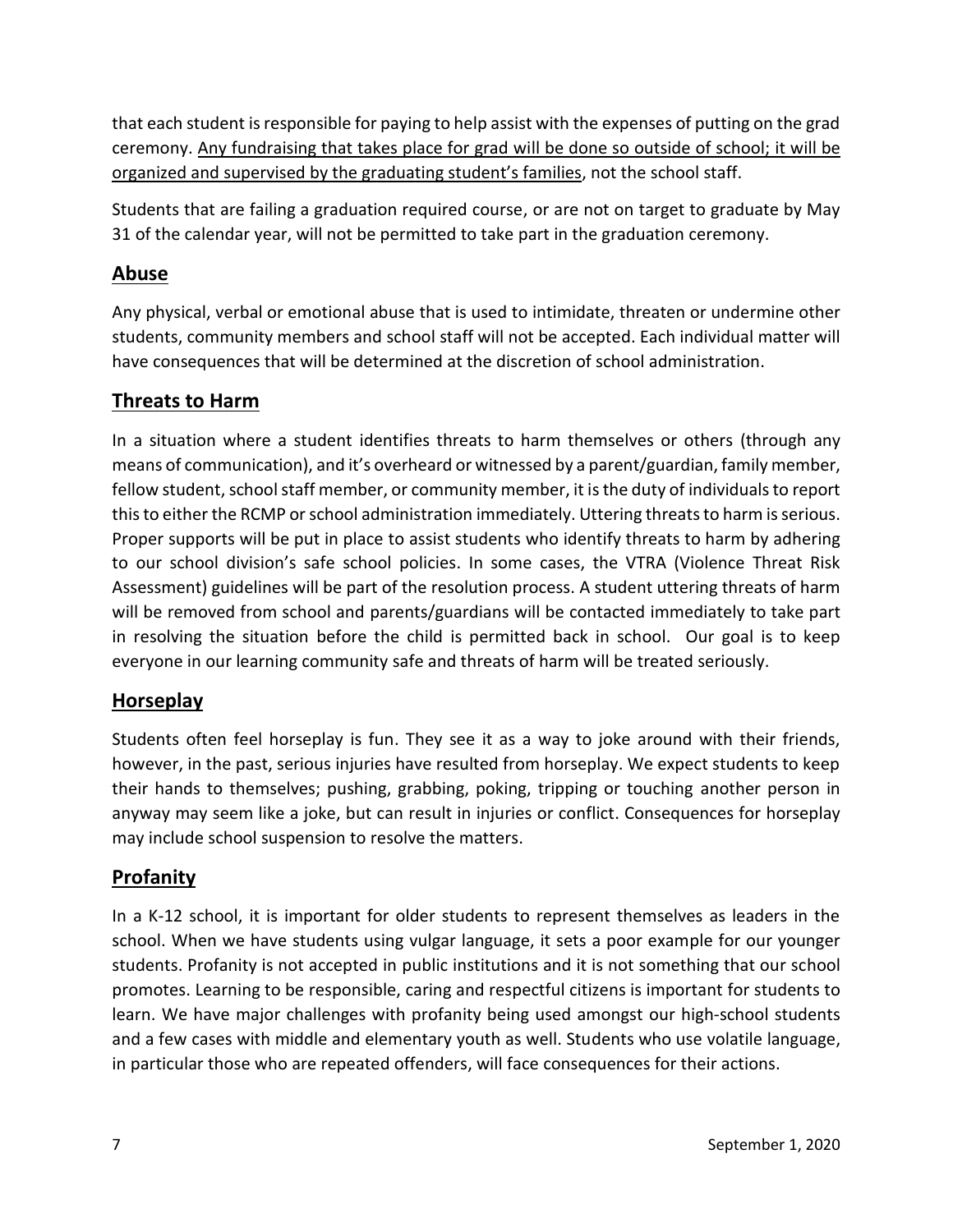that each student is responsible for paying to help assist with the expenses of putting on the grad ceremony. <u>Any fundraising that takes place for grad will be done so outside of school; it will be organized and supervised by the graduating student's families</u>, not the school staff.

Students that are failing a graduation required course, or are not on target to graduate by May 31 of the calendar year, will not be permitted to take part in the graduation ceremony.

## Abuse

Any physical, verbal or emotional abuse that is used to intimidate, threaten or undermine other students, community members and school staff will not be accepted. Each individual matter will have consequences that will be determined at the discretion of school administration.

## Threats to Harm

In a situation where a student identifies threats to harm themselves or others (through any means of communication), and it's overheard or witnessed by a parent/guardian, family member, fellow student, school staff member, or community member, it is the duty of individuals to report this to either the RCMP or school administration immediately. Uttering threats to harm is serious. Proper supports will be put in place to assist students who identify threats to harm by adhering to our school division's safe school policies. In some cases, the VTRA (Violence Threat Risk Assessment) guidelines will be part of the resolution process. A student uttering threats of harm will be removed from school and parents/guardians will be contacted immediately to take part in resolving the situation before the child is permitted back in school. Our goal is to keep everyone in our learning community safe and threats of harm will be treated seriously.

## Horseplay

Students often feel horseplay is fun. They see it as a way to joke around with their friends, however, in the past, serious injuries have resulted from horseplay. We expect students to keep their hands to themselves; pushing, grabbing, poking, tripping or touching another person in anyway may seem like a joke, but can result in injuries or conflict. Consequences for horseplay may include school suspension to resolve the matters.

## Profanity

In a K-12 school, it is important for older students to represent themselves as leaders in the school. When we have students using vulgar language, it sets a poor example for our younger students. Profanity is not accepted in public institutions and it is not something that our school promotes. Learning to be responsible, caring and respectful citizens is important for students to learn. We have major challenges with profanity being used amongst our high-school students and a few cases with middle and elementary youth as well. Students who use volatile language, in particular those who are repeated offenders, will face consequences for their actions.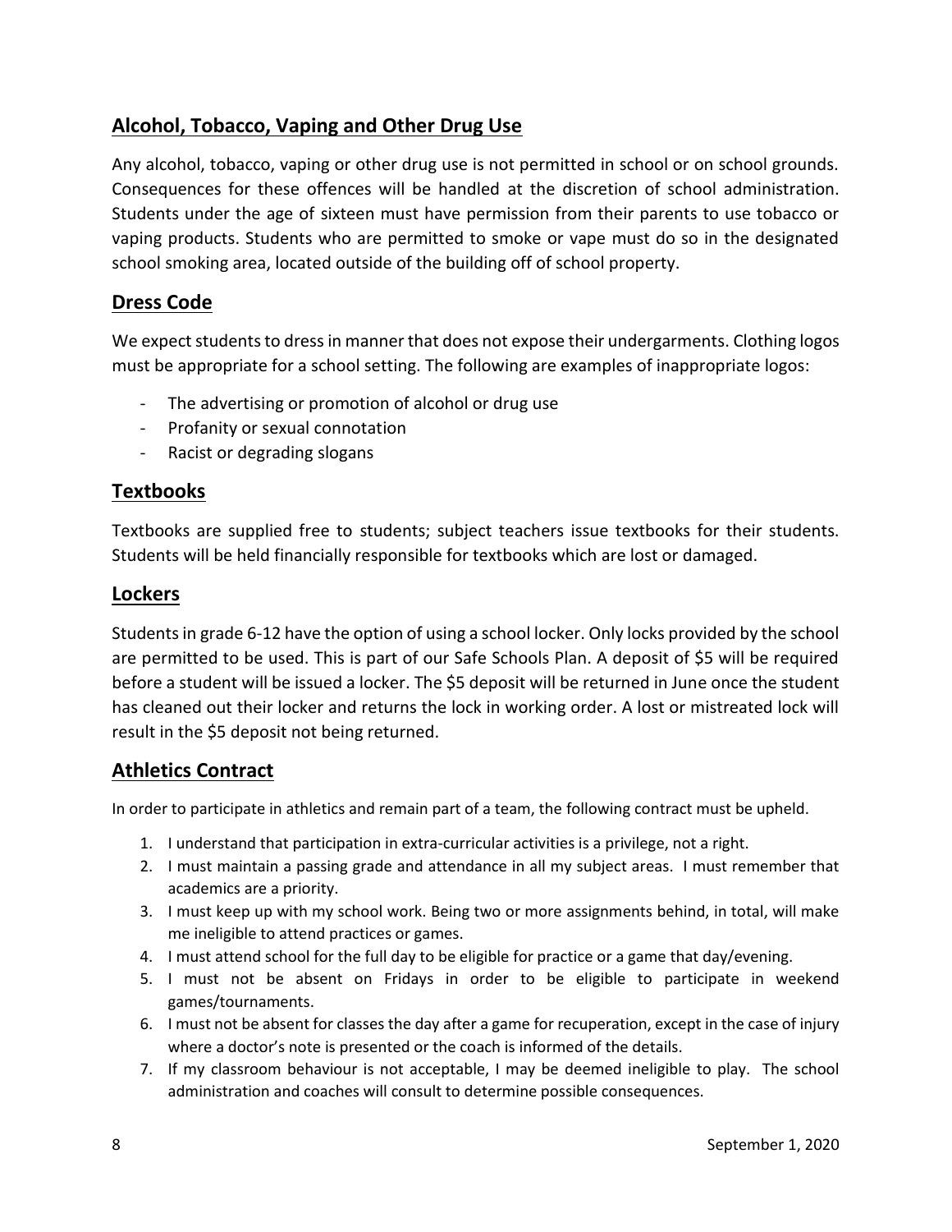## Alcohol, Tobacco, Vaping and Other Drug Use

Any alcohol, tobacco, vaping or other drug use is not permitted in school or on school grounds. Consequences for these offences will be handled at the discretion of school administration. Students under the age of sixteen must have permission from their parents to use tobacco or vaping products. Students who are permitted to smoke or vape must do so in the designated school smoking area, located outside of the building off of school property.

## Dress Code

We expect students to dress in manner that does not expose their undergarments. Clothing logos must be appropriate for a school setting. The following are examples of inappropriate logos:

- The advertising or promotion of alcohol or drug use
- Profanity or sexual connotation
- Racist or degrading slogans

## Textbooks

Textbooks are supplied free to students; subject teachers issue textbooks for their students. Students will be held financially responsible for textbooks which are lost or damaged.

## Lockers

Students in grade 6-12 have the option of using a school locker. Only locks provided by the school are permitted to be used. This is part of our Safe Schools Plan. A deposit of $5 will be required before a student will be issued a locker. The $5 deposit will be returned in June once the student has cleaned out their locker and returns the lock in working order. A lost or mistreated lock will result in the $5 deposit not being returned.

## Athletics Contract

In order to participate in athletics and remain part of a team, the following contract must be upheld.

1. I understand that participation in extra-curricular activities is a privilege, not a right.
2. I must maintain a passing grade and attendance in all my subject areas. I must remember that academics are a priority.
3. I must keep up with my school work. Being two or more assignments behind, in total, will make me ineligible to attend practices or games.
4. I must attend school for the full day to be eligible for practice or a game that day/evening.
5. I must not be absent on Fridays in order to be eligible to participate in weekend games/tournaments.
6. I must not be absent for classes the day after a game for recuperation, except in the case of injury where a doctor's note is presented or the coach is informed of the details.
7. If my classroom behaviour is not acceptable, I may be deemed ineligible to play. The school administration and coaches will consult to determine possible consequences.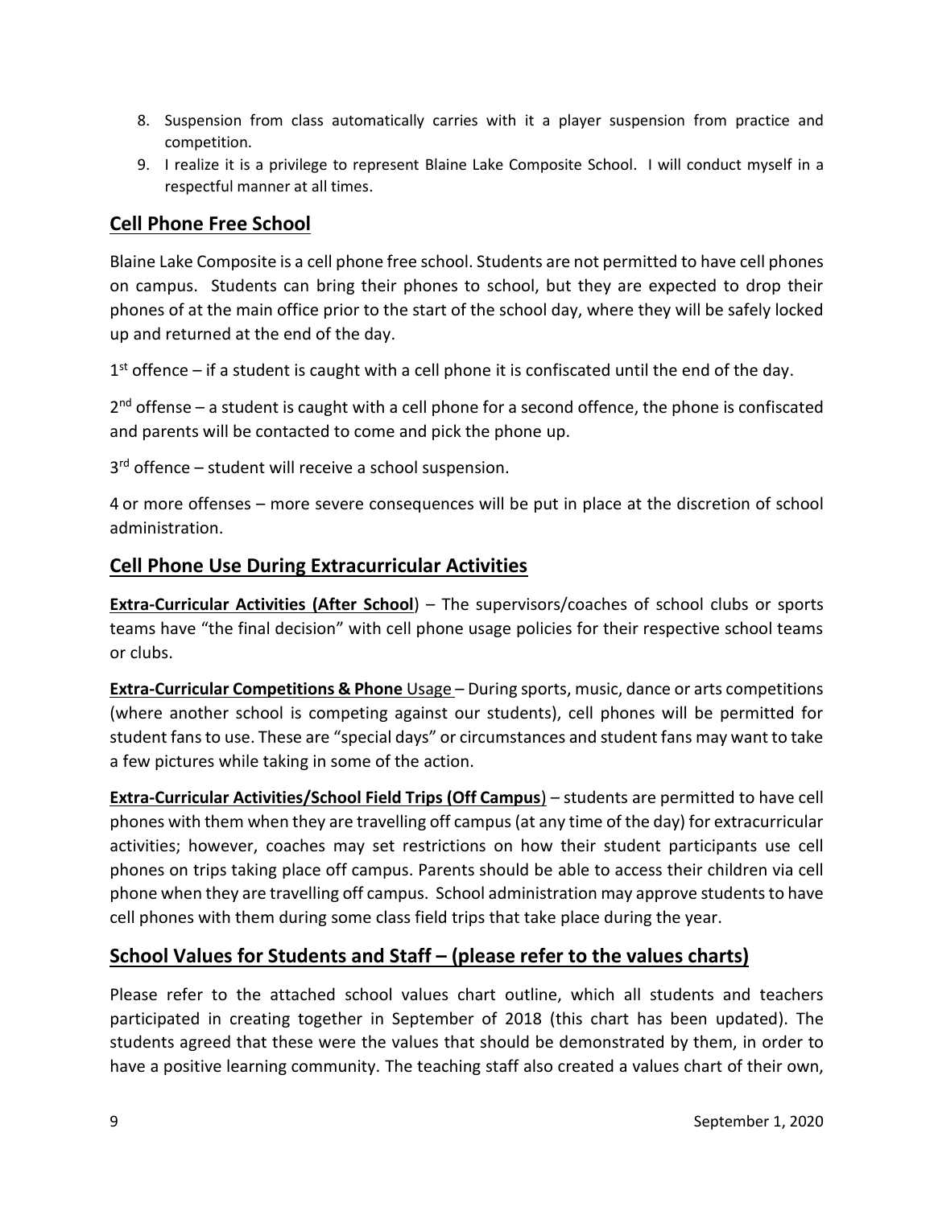8. Suspension from class automatically carries with it a player suspension from practice and competition.
9. I realize it is a privilege to represent Blaine Lake Composite School. I will conduct myself in a respectful manner at all times.

## Cell Phone Free School

Blaine Lake Composite is a cell phone free school. Students are not permitted to have cell phones on campus. Students can bring their phones to school, but they are expected to drop their phones of at the main office prior to the start of the school day, where they will be safely locked up and returned at the end of the day.

1st offence – if a student is caught with a cell phone it is confiscated until the end of the day.

2nd offense – a student is caught with a cell phone for a second offence, the phone is confiscated and parents will be contacted to come and pick the phone up.

3rd offence – student will receive a school suspension.

4 or more offenses – more severe consequences will be put in place at the discretion of school administration.

## Cell Phone Use During Extracurricular Activities

**Extra-Curricular Activities (After School**) – The supervisors/coaches of school clubs or sports teams have "the final decision" with cell phone usage policies for their respective school teams or clubs.

**Extra-Curricular Competitions & Phone** Usage – During sports, music, dance or arts competitions (where another school is competing against our students), cell phones will be permitted for student fans to use. These are "special days" or circumstances and student fans may want to take a few pictures while taking in some of the action.

**Extra-Curricular Activities/School Field Trips (Off Campus**) – students are permitted to have cell phones with them when they are travelling off campus (at any time of the day) for extracurricular activities; however, coaches may set restrictions on how their student participants use cell phones on trips taking place off campus. Parents should be able to access their children via cell phone when they are travelling off campus. School administration may approve students to have cell phones with them during some class field trips that take place during the year.

## School Values for Students and Staff – (please refer to the values charts)

Please refer to the attached school values chart outline, which all students and teachers participated in creating together in September of 2018 (this chart has been updated). The students agreed that these were the values that should be demonstrated by them, in order to have a positive learning community. The teaching staff also created a values chart of their own,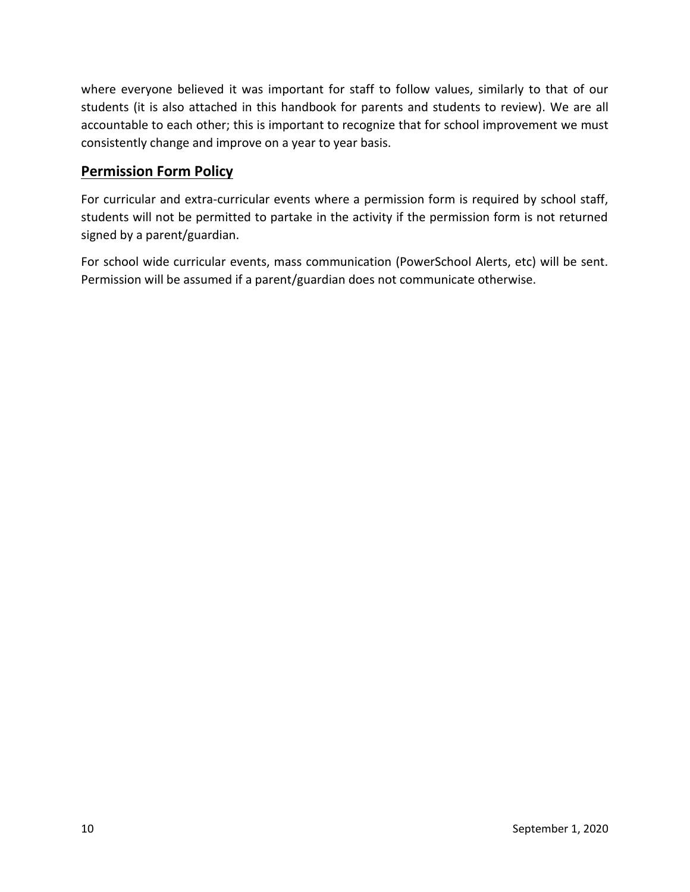where everyone believed it was important for staff to follow values, similarly to that of our students (it is also attached in this handbook for parents and students to review). We are all accountable to each other; this is important to recognize that for school improvement we must consistently change and improve on a year to year basis.

## Permission Form Policy

For curricular and extra-curricular events where a permission form is required by school staff, students will not be permitted to partake in the activity if the permission form is not returned signed by a parent/guardian.

For school wide curricular events, mass communication (PowerSchool Alerts, etc) will be sent. Permission will be assumed if a parent/guardian does not communicate otherwise.